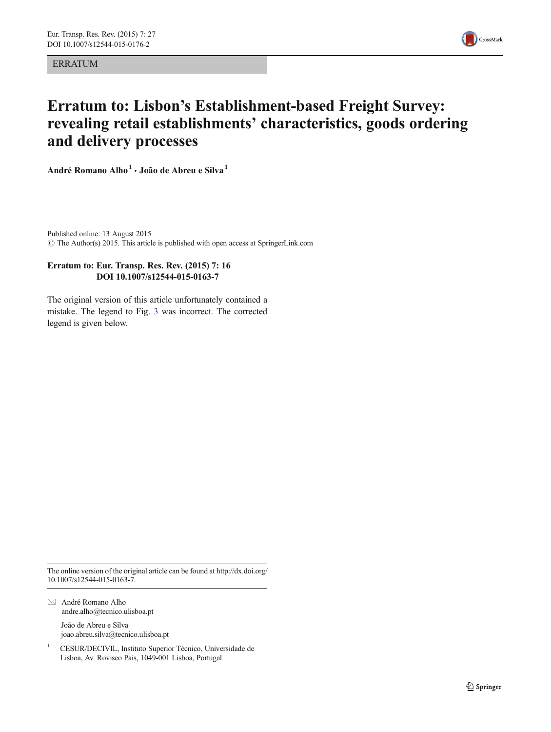ERRATUM

# Erratum to: Lisbon's Establishment-based Freight Survey: revealing retail establishments' characteristics, goods ordering and delivery processes

**André Romano Alho[1] · João de Abreu e Silva[1]**

Published online: 13 August 2015
© The Author(s) 2015. This article is published with open access at SpringerLink.com

**Erratum to: Eur. Transp. Res. Rev. (2015) 7: 16
DOI 10.1007/s12544-015-0163-7**

The original version of this article unfortunately contained a mistake. The legend to Fig. 3 was incorrect. The corrected legend is given below.

---

The online version of the original article can be found at http://dx.doi.org/10.1007/s12544-015-0163-7.

✉ André Romano Alho
andre.alho@tecnico.ulisboa.pt

João de Abreu e Silva
joao.abreu.silva@tecnico.ulisboa.pt

[1] CESUR/DECIVIL, Instituto Superior Técnico, Universidade de Lisboa, Av. Rovisco Pais, 1049-001 Lisboa, Portugal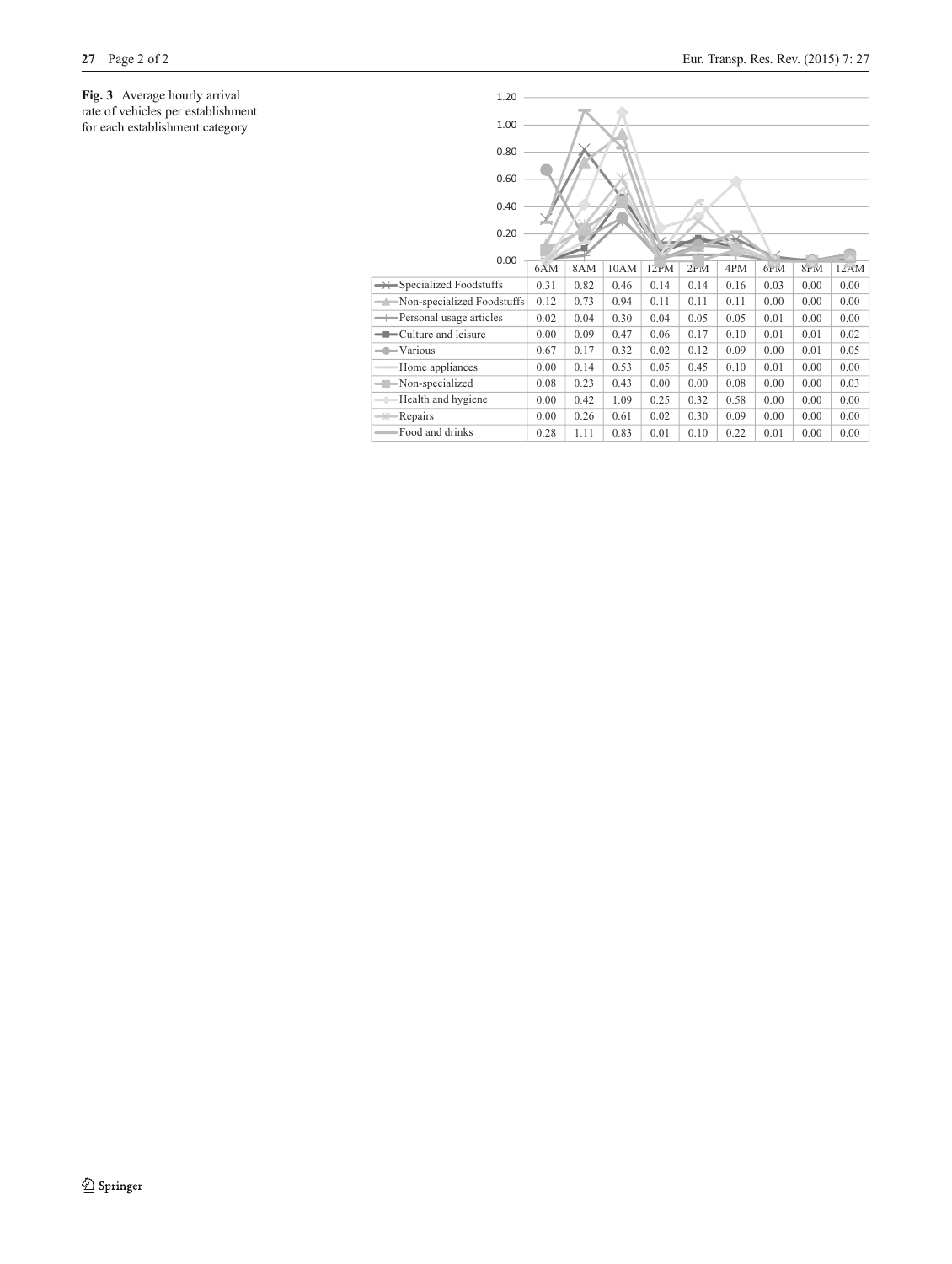**Fig. 3** Average hourly arrival rate of vehicles per establishment for each establishment category

1.20
1.00
0.80
0.60
0.40
0.20
0.00

| | 6AM | 8AM | 10AM | 12PM | 2PM | 4PM | 6PM | 8PM | 12AM |
|---|---|---|---|---|---|---|---|---|---|
| Specialized Foodstuffs | 0.31 | 0.82 | 0.46 | 0.14 | 0.14 | 0.16 | 0.03 | 0.00 | 0.00 |
| Non-specialized Foodstuffs | 0.12 | 0.73 | 0.94 | 0.11 | 0.11 | 0.11 | 0.00 | 0.00 | 0.00 |
| Personal usage articles | 0.02 | 0.04 | 0.30 | 0.04 | 0.05 | 0.05 | 0.01 | 0.00 | 0.00 |
| Culture and leisure | 0.00 | 0.09 | 0.47 | 0.06 | 0.17 | 0.10 | 0.01 | 0.01 | 0.02 |
| Various | 0.67 | 0.17 | 0.32 | 0.02 | 0.12 | 0.09 | 0.00 | 0.01 | 0.05 |
| Home appliances | 0.00 | 0.14 | 0.53 | 0.05 | 0.45 | 0.10 | 0.01 | 0.00 | 0.00 |
| Non-specialized | 0.08 | 0.23 | 0.43 | 0.00 | 0.00 | 0.08 | 0.00 | 0.00 | 0.03 |
| Health and hygiene | 0.00 | 0.42 | 1.09 | 0.25 | 0.32 | 0.58 | 0.00 | 0.00 | 0.00 |
| Repairs | 0.00 | 0.26 | 0.61 | 0.02 | 0.30 | 0.09 | 0.00 | 0.00 | 0.00 |
| Food and drinks | 0.28 | 1.11 | 0.83 | 0.01 | 0.10 | 0.22 | 0.01 | 0.00 | 0.00 |